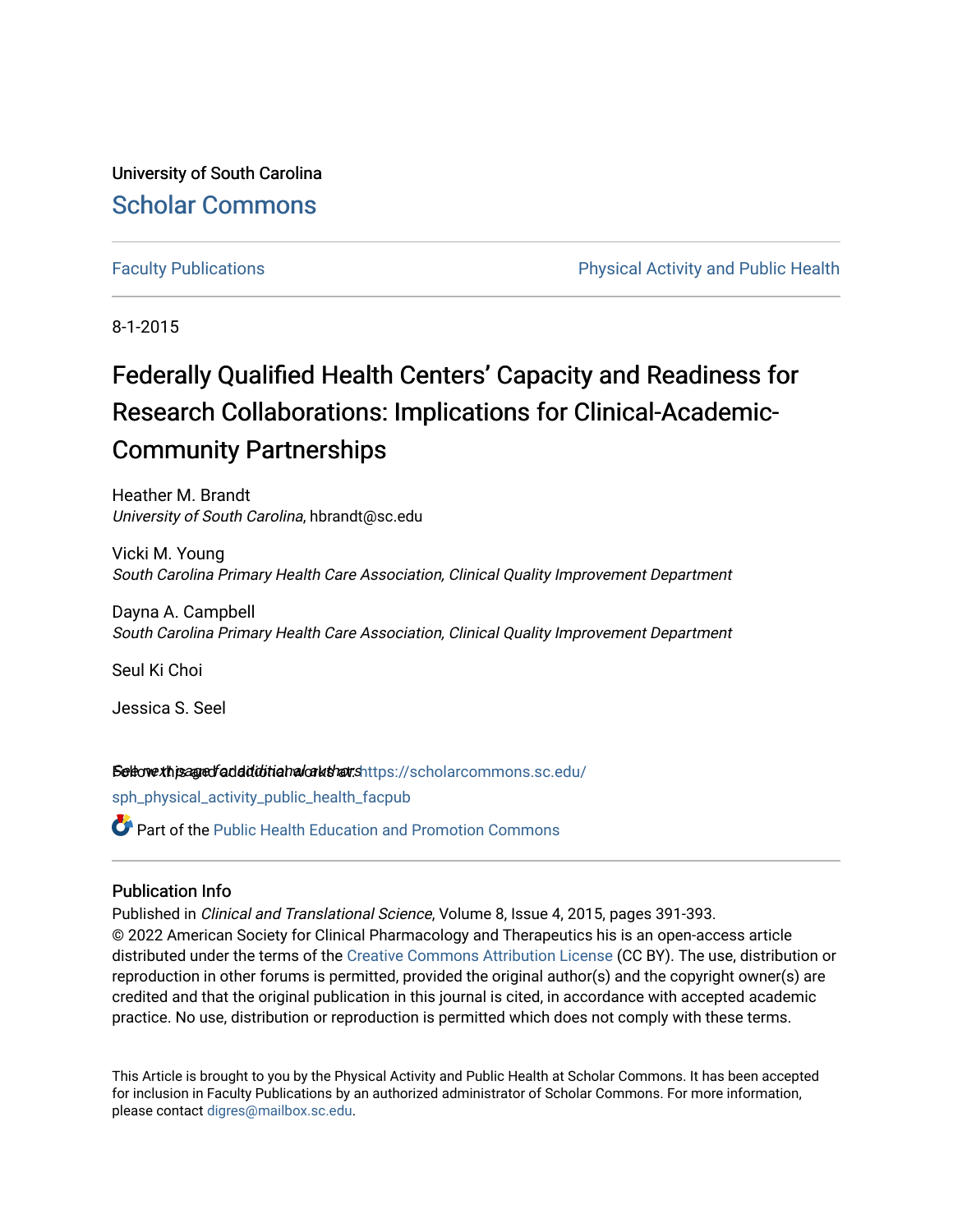University of South Carolina

Scholar Commons

Faculty Publications

Physical Activity and Public Health

8-1-2015

# Federally Qualified Health Centers' Capacity and Readiness for Research Collaborations: Implications for Clinical-Academic-Community Partnerships

Heather M. Brandt
*University of South Carolina*, hbrandt@sc.edu

Vicki M. Young
*South Carolina Primary Health Care Association, Clinical Quality Improvement Department*

Dayna A. Campbell
*South Carolina Primary Health Care Association, Clinical Quality Improvement Department*

Seul Ki Choi

Jessica S. Seel

See next page for additional authors

Follow this and additional works at: https://scholarcommons.sc.edu/sph_physical_activity_public_health_facpub

Part of the Public Health Education and Promotion Commons

## Publication Info

Published in *Clinical and Translational Science*, Volume 8, Issue 4, 2015, pages 391-393.
© 2022 American Society for Clinical Pharmacology and Therapeutics his is an open-access article distributed under the terms of the Creative Commons Attribution License (CC BY). The use, distribution or reproduction in other forums is permitted, provided the original author(s) and the copyright owner(s) are credited and that the original publication in this journal is cited, in accordance with accepted academic practice. No use, distribution or reproduction is permitted which does not comply with these terms.

This Article is brought to you by the Physical Activity and Public Health at Scholar Commons. It has been accepted for inclusion in Faculty Publications by an authorized administrator of Scholar Commons. For more information, please contact digres@mailbox.sc.edu.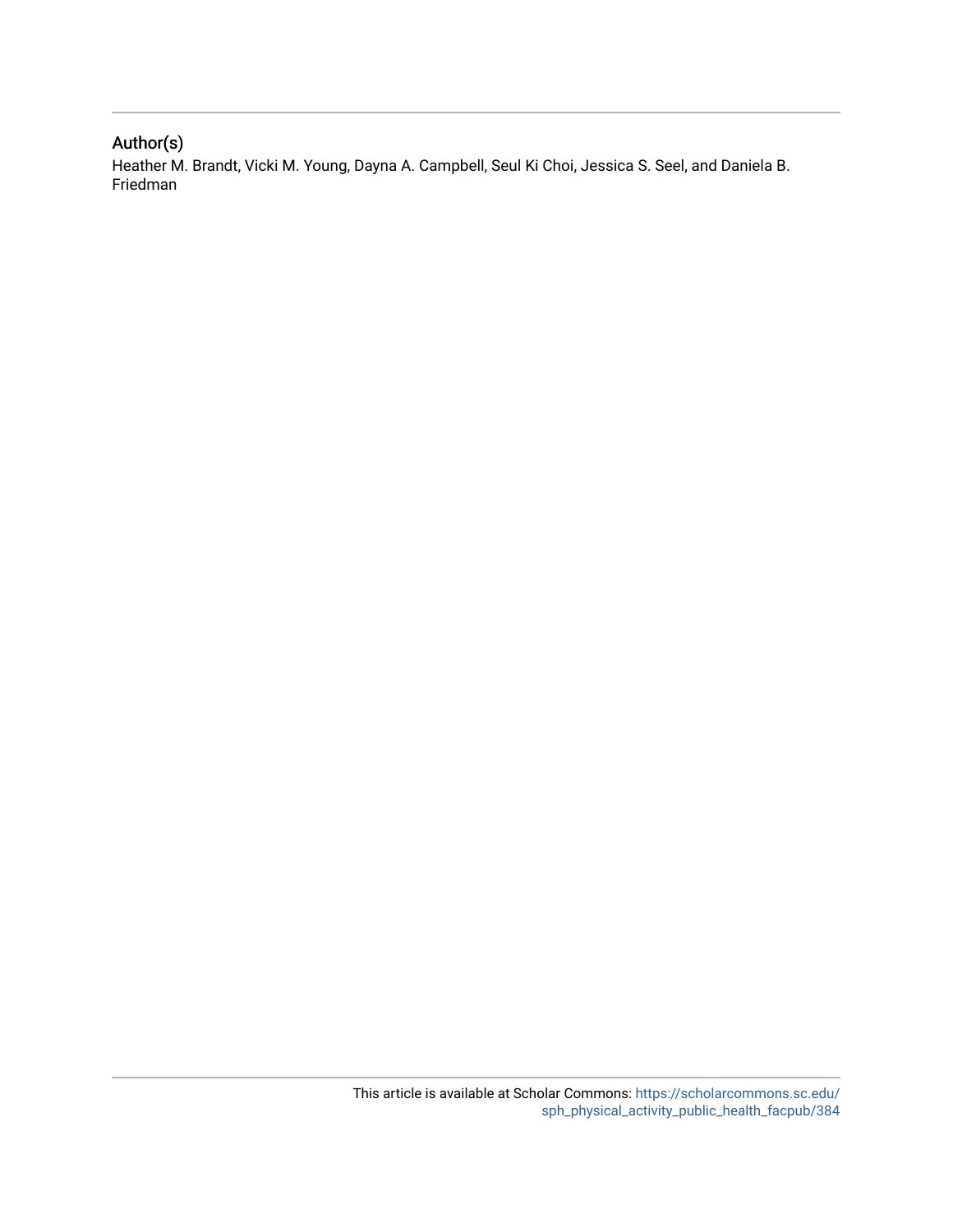## Author(s)

Heather M. Brandt, Vicki M. Young, Dayna A. Campbell, Seul Ki Choi, Jessica S. Seel, and Daniela B. Friedman

This article is available at Scholar Commons: https://scholarcommons.sc.edu/sph_physical_activity_public_health_facpub/384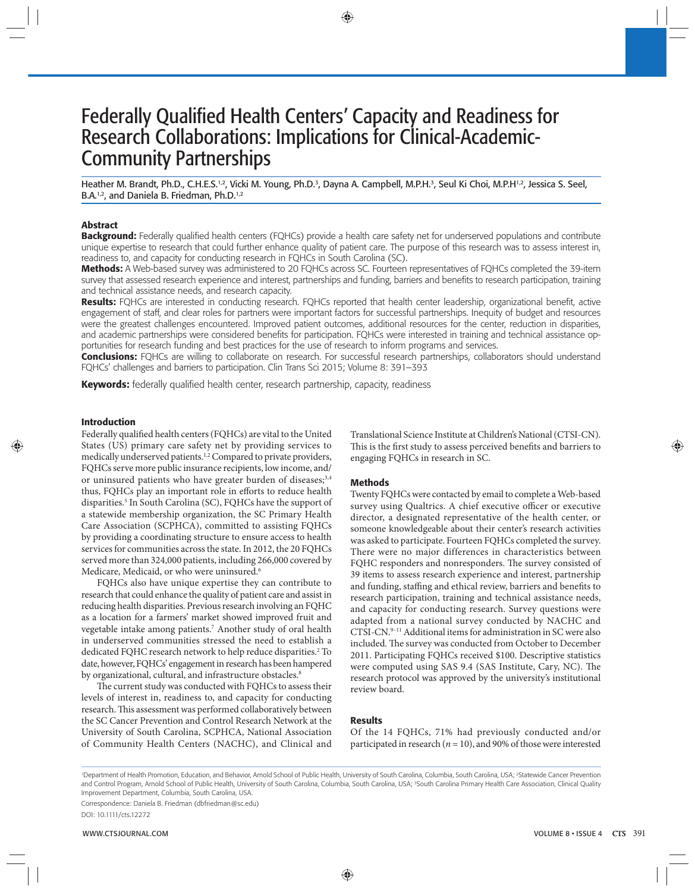# Federally Qualified Health Centers' Capacity and Readiness for Research Collaborations: Implications for Clinical-Academic-Community Partnerships

Heather M. Brandt, Ph.D., C.H.E.S.[1,2], Vicki M. Young, Ph.D.[3], Dayna A. Campbell, M.P.H.[3], Seul Ki Choi, M.P.H[1,2], Jessica S. Seel, B.A.[1,2], and Daniela B. Friedman, Ph.D.[1,2]

## Abstract

**Background:** Federally qualified health centers (FQHCs) provide a health care safety net for underserved populations and contribute unique expertise to research that could further enhance quality of patient care. The purpose of this research was to assess interest in, readiness to, and capacity for conducting research in FQHCs in South Carolina (SC).

**Methods:** A Web-based survey was administered to 20 FQHCs across SC. Fourteen representatives of FQHCs completed the 39-item survey that assessed research experience and interest, partnerships and funding, barriers and benefits to research participation, training and technical assistance needs, and research capacity.

**Results:** FQHCs are interested in conducting research. FQHCs reported that health center leadership, organizational benefit, active engagement of staff, and clear roles for partners were important factors for successful partnerships. Inequity of budget and resources were the greatest challenges encountered. Improved patient outcomes, additional resources for the center, reduction in disparities, and academic partnerships were considered benefits for participation. FQHCs were interested in training and technical assistance opportunities for research funding and best practices for the use of research to inform programs and services.

**Conclusions:** FQHCs are willing to collaborate on research. For successful research partnerships, collaborators should understand FQHCs' challenges and barriers to participation. Clin Trans Sci 2015; Volume 8: 391–393

**Keywords:** federally qualified health center, research partnership, capacity, readiness

## Introduction

Federally qualified health centers (FQHCs) are vital to the United States (US) primary care safety net by providing services to medically underserved patients.[1,2] Compared to private providers, FQHCs serve more public insurance recipients, low income, and/or uninsured patients who have greater burden of diseases;[3,4] thus, FQHCs play an important role in efforts to reduce health disparities.[5] In South Carolina (SC), FQHCs have the support of a statewide membership organization, the SC Primary Health Care Association (SCPHCA), committed to assisting FQHCs by providing a coordinating structure to ensure access to health services for communities across the state. In 2012, the 20 FQHCs served more than 324,000 patients, including 266,000 covered by Medicare, Medicaid, or who were uninsured.[6]

FQHCs also have unique expertise they can contribute to research that could enhance the quality of patient care and assist in reducing health disparities. Previous research involving an FQHC as a location for a farmers' market showed improved fruit and vegetable intake among patients.[7] Another study of oral health in underserved communities stressed the need to establish a dedicated FQHC research network to help reduce disparities.[2] To date, however, FQHCs' engagement in research has been hampered by organizational, cultural, and infrastructure obstacles.[8]

The current study was conducted with FQHCs to assess their levels of interest in, readiness to, and capacity for conducting research. This assessment was performed collaboratively between the SC Cancer Prevention and Control Research Network at the University of South Carolina, SCPHCA, National Association of Community Health Centers (NACHC), and Clinical and Translational Science Institute at Children's National (CTSI-CN). This is the first study to assess perceived benefits and barriers to engaging FQHCs in research in SC.

## Methods

Twenty FQHCs were contacted by email to complete a Web-based survey using Qualtrics. A chief executive officer or executive director, a designated representative of the health center, or someone knowledgeable about their center's research activities was asked to participate. Fourteen FQHCs completed the survey. There were no major differences in characteristics between FQHC responders and nonresponders. The survey consisted of 39 items to assess research experience and interest, partnership and funding, staffing and ethical review, barriers and benefits to research participation, training and technical assistance needs, and capacity for conducting research. Survey questions were adapted from a national survey conducted by NACHC and CTSI-CN.[9–11] Additional items for administration in SC were also included. The survey was conducted from October to December 2011. Participating FQHCs received $100. Descriptive statistics were computed using SAS 9.4 (SAS Institute, Cary, NC). The research protocol was approved by the university's institutional review board.

## Results

Of the 14 FQHCs, 71% had previously conducted and/or participated in research ($n = 10$), and 90% of those were interested

[1]Department of Health Promotion, Education, and Behavior, Arnold School of Public Health, University of South Carolina, Columbia, South Carolina, USA; [2]Statewide Cancer Prevention and Control Program, Arnold School of Public Health, University of South Carolina, Columbia, South Carolina, USA; [3]South Carolina Primary Health Care Association, Clinical Quality Improvement Department, Columbia, South Carolina, USA.

Correspondence: Daniela B. Friedman (dbfriedman@sc.edu)

DOI: 10.1111/cts.12272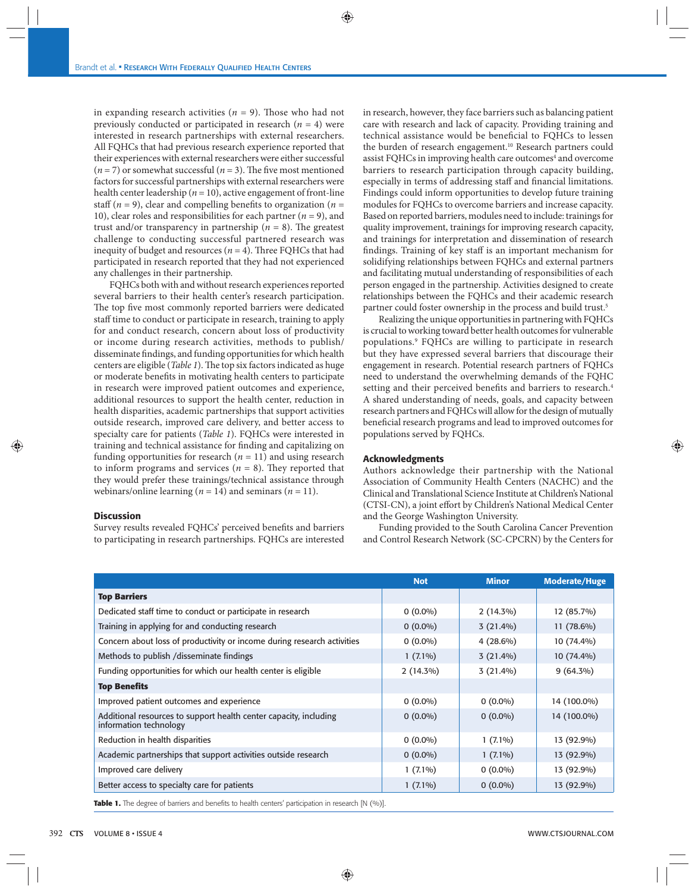in expanding research activities ($n$ = 9). Those who had not previously conducted or participated in research ($n$ = 4) were interested in research partnerships with external researchers. All FQHCs that had previous research experience reported that their experiences with external researchers were either successful ($n$ = 7) or somewhat successful ($n$ = 3). The five most mentioned factors for successful partnerships with external researchers were health center leadership ($n$ = 10), active engagement of front-line staff ($n$ = 9), clear and compelling benefits to organization ($n$ = 10), clear roles and responsibilities for each partner ($n$ = 9), and trust and/or transparency in partnership ($n$ = 8). The greatest challenge to conducting successful partnered research was inequity of budget and resources ($n$ = 4). Three FQHCs that had participated in research reported that they had not experienced any challenges in their partnership.

FQHCs both with and without research experiences reported several barriers to their health center's research participation. The top five most commonly reported barriers were dedicated staff time to conduct or participate in research, training to apply for and conduct research, concern about loss of productivity or income during research activities, methods to publish/disseminate findings, and funding opportunities for which health centers are eligible (*Table 1*). The top six factors indicated as huge or moderate benefits in motivating health centers to participate in research were improved patient outcomes and experience, additional resources to support the health center, reduction in health disparities, academic partnerships that support activities outside research, improved care delivery, and better access to specialty care for patients (*Table 1*). FQHCs were interested in training and technical assistance for finding and capitalizing on funding opportunities for research ($n$ = 11) and using research to inform programs and services ($n$ = 8). They reported that they would prefer these trainings/technical assistance through webinars/online learning ($n$ = 14) and seminars ($n$ = 11).

## Discussion

Survey results revealed FQHCs' perceived benefits and barriers to participating in research partnerships. FQHCs are interested in research, however, they face barriers such as balancing patient care with research and lack of capacity. Providing training and technical assistance would be beneficial to FQHCs to lessen the burden of research engagement.[10] Research partners could assist FQHCs in improving health care outcomes[4] and overcome barriers to research participation through capacity building, especially in terms of addressing staff and financial limitations. Findings could inform opportunities to develop future training modules for FQHCs to overcome barriers and increase capacity. Based on reported barriers, modules need to include: trainings for quality improvement, trainings for improving research capacity, and trainings for interpretation and dissemination of research findings. Training of key staff is an important mechanism for solidifying relationships between FQHCs and external partners and facilitating mutual understanding of responsibilities of each person engaged in the partnership. Activities designed to create relationships between the FQHCs and their academic research partner could foster ownership in the process and build trust.[5]

Realizing the unique opportunities in partnering with FQHCs is crucial to working toward better health outcomes for vulnerable populations.[9] FQHCs are willing to participate in research but they have expressed several barriers that discourage their engagement in research. Potential research partners of FQHCs need to understand the overwhelming demands of the FQHC setting and their perceived benefits and barriers to research.[4] A shared understanding of needs, goals, and capacity between research partners and FQHCs will allow for the design of mutually beneficial research programs and lead to improved outcomes for populations served by FQHCs.

## Acknowledgments

Authors acknowledge their partnership with the National Association of Community Health Centers (NACHC) and the Clinical and Translational Science Institute at Children's National (CTSI-CN), a joint effort by Children's National Medical Center and the George Washington University.

Funding provided to the South Carolina Cancer Prevention and Control Research Network (SC-CPCRN) by the Centers for

| | Not | Minor | Moderate/Huge |
|---|---|---|---|
| **Top Barriers** | | | |
| Dedicated staff time to conduct or participate in research | 0 (0.0%) | 2 (14.3%) | 12 (85.7%) |
| Training in applying for and conducting research | 0 (0.0%) | 3 (21.4%) | 11 (78.6%) |
| Concern about loss of productivity or income during research activities | 0 (0.0%) | 4 (28.6%) | 10 (74.4%) |
| Methods to publish /disseminate findings | 1 (7.1%) | 3 (21.4%) | 10 (74.4%) |
| Funding opportunities for which our health center is eligible | 2 (14.3%) | 3 (21.4%) | 9 (64.3%) |
| **Top Benefits** | | | |
| Improved patient outcomes and experience | 0 (0.0%) | 0 (0.0%) | 14 (100.0%) |
| Additional resources to support health center capacity, including information technology | 0 (0.0%) | 0 (0.0%) | 14 (100.0%) |
| Reduction in health disparities | 0 (0.0%) | 1 (7.1%) | 13 (92.9%) |
| Academic partnerships that support activities outside research | 0 (0.0%) | 1 (7.1%) | 13 (92.9%) |
| Improved care delivery | 1 (7.1%) | 0 (0.0%) | 13 (92.9%) |
| Better access to specialty care for patients | 1 (7.1%) | 0 (0.0%) | 13 (92.9%) |

**Table 1.** The degree of barriers and benefits to health centers' participation in research [N (%)].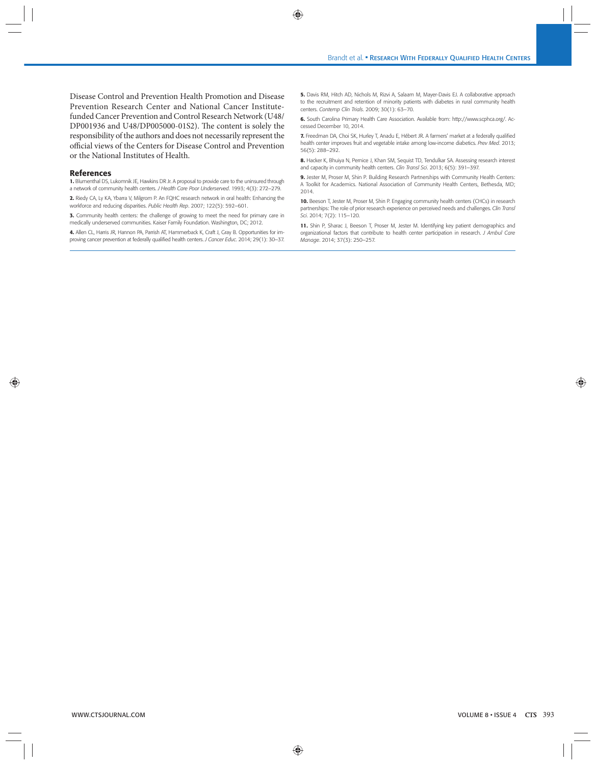Disease Control and Prevention Health Promotion and Disease Prevention Research Center and National Cancer Institute-funded Cancer Prevention and Control Research Network (U48/DP001936 and U48/DP005000-01S2). The content is solely the responsibility of the authors and does not necessarily represent the official views of the Centers for Disease Control and Prevention or the National Institutes of Health.

## References

**1.** Blumenthal DS, Lukomnik JE, Hawkins DR Jr. A proposal to provide care to the uninsured through a network of community health centers. *J Health Care Poor Underserved*. 1993; 4(3): 272–279.

**2.** Riedy CA, Ly KA, Ybarra V, Milgrom P. An FQHC research network in oral health: Enhancing the workforce and reducing disparities. *Public Health Rep*. 2007; 122(5): 592–601.

**3.** Community health centers: the challenge of growing to meet the need for primary care in medically underserved communities. Kaiser Family Foundation. Washington, DC; 2012.

**4.** Allen CL, Harris JR, Hannon PA, Parrish AT, Hammerback K, Craft J, Gray B. Opportunities for improving cancer prevention at federally qualified health centers. *J Cancer Educ*. 2014; 29(1): 30–37.

**5.** Davis RM, Hitch AD, Nichols M, Rizvi A, Salaam M, Mayer-Davis EJ. A collaborative approach to the recruitment and retention of minority patients with diabetes in rural community health centers. *Contemp Clin Trials*. 2009; 30(1): 63–70.

**6.** South Carolina Primary Health Care Association. Available from: http://www.scphca.org/. Accessed December 10, 2014.

**7.** Freedman DA, Choi SK, Hurley T, Anadu E, Hébert JR. A farmers' market at a federally qualified health center improves fruit and vegetable intake among low-income diabetics. *Prev Med*. 2013; 56(5): 288–292.

**8.** Hacker K, Bhuiya N, Pernice J, Khan SM, Sequist TD, Tendulkar SA. Assessing research interest and capacity in community health centers. *Clin Transl Sci*. 2013; 6(5): 391–397.

**9.** Jester M, Proser M, Shin P. Building Research Partnerships with Community Health Centers: A Toolkit for Academics. National Association of Community Health Centers, Bethesda, MD; 2014.

**10.** Beeson T, Jester M, Proser M, Shin P. Engaging community health centers (CHCs) in research partnerships: The role of prior research experience on perceived needs and challenges. *Clin Transl Sci*. 2014; 7(2): 115–120.

**11.** Shin P, Sharac J, Beeson T, Proser M, Jester M. Identifying key patient demographics and organizational factors that contribute to health center participation in research. *J Ambul Care Manage*. 2014; 37(3): 250–257.